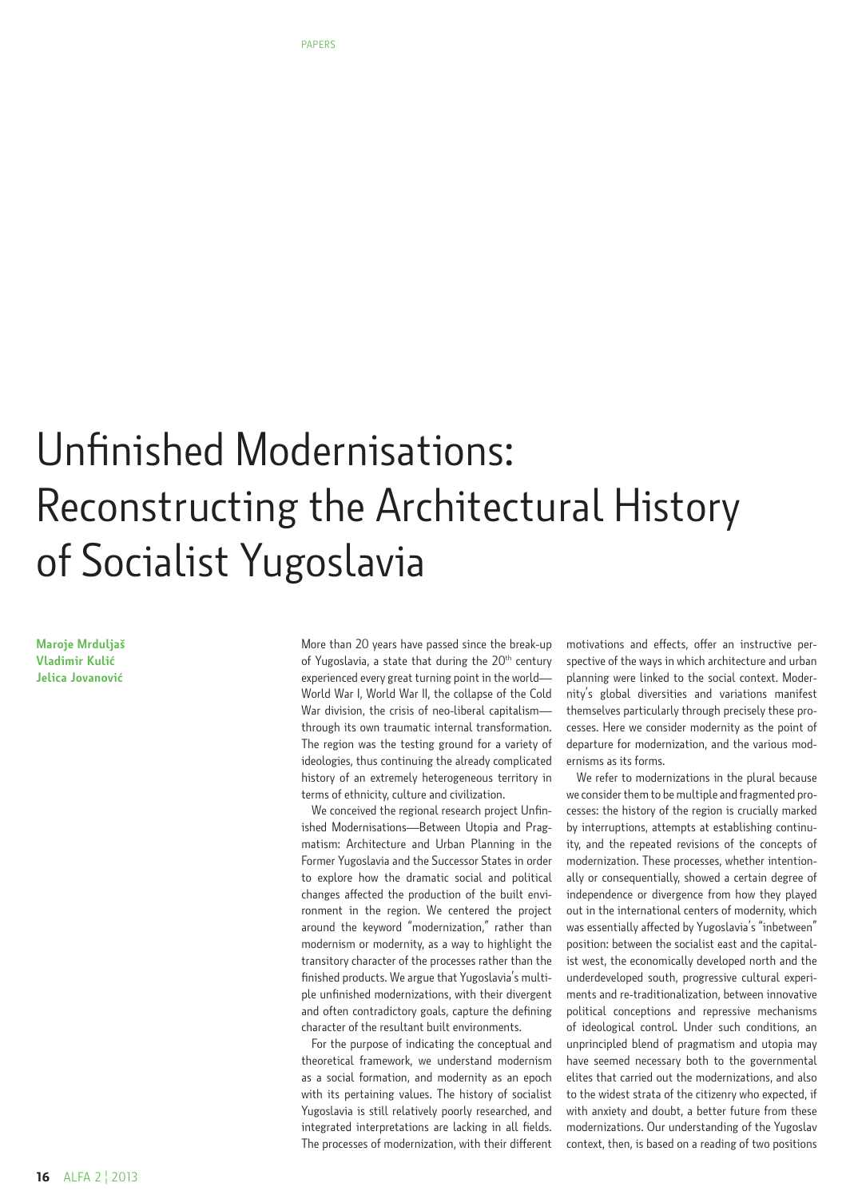# Unfinished Modernisations: Reconstructing the Architectural History of Socialist Yugoslavia

**Maroje Mrduljaš**
**Vladimir Kulić**
**Jelica Jovanović**

More than 20 years have passed since the break-up of Yugoslavia, a state that during the 20th century experienced every great turning point in the world—World War I, World War II, the collapse of the Cold War division, the crisis of neo-liberal capitalism—through its own traumatic internal transformation. The region was the testing ground for a variety of ideologies, thus continuing the already complicated history of an extremely heterogeneous territory in terms of ethnicity, culture and civilization.

We conceived the regional research project Unfinished Modernisations—Between Utopia and Pragmatism: Architecture and Urban Planning in the Former Yugoslavia and the Successor States in order to explore how the dramatic social and political changes affected the production of the built environment in the region. We centered the project around the keyword "modernization," rather than modernism or modernity, as a way to highlight the transitory character of the processes rather than the finished products. We argue that Yugoslavia's multiple unfinished modernizations, with their divergent and often contradictory goals, capture the defining character of the resultant built environments.

For the purpose of indicating the conceptual and theoretical framework, we understand modernism as a social formation, and modernity as an epoch with its pertaining values. The history of socialist Yugoslavia is still relatively poorly researched, and integrated interpretations are lacking in all fields. The processes of modernization, with their different motivations and effects, offer an instructive perspective of the ways in which architecture and urban planning were linked to the social context. Modernity's global diversities and variations manifest themselves particularly through precisely these processes. Here we consider modernity as the point of departure for modernization, and the various modernisms as its forms.

We refer to modernizations in the plural because we consider them to be multiple and fragmented processes: the history of the region is crucially marked by interruptions, attempts at establishing continuity, and the repeated revisions of the concepts of modernization. These processes, whether intentionally or consequentially, showed a certain degree of independence or divergence from how they played out in the international centers of modernity, which was essentially affected by Yugoslavia's "inbetween" position: between the socialist east and the capitalist west, the economically developed north and the underdeveloped south, progressive cultural experiments and re-traditionalization, between innovative political conceptions and repressive mechanisms of ideological control. Under such conditions, an unprincipled blend of pragmatism and utopia may have seemed necessary both to the governmental elites that carried out the modernizations, and also to the widest strata of the citizenry who expected, if with anxiety and doubt, a better future from these modernizations. Our understanding of the Yugoslav context, then, is based on a reading of two positions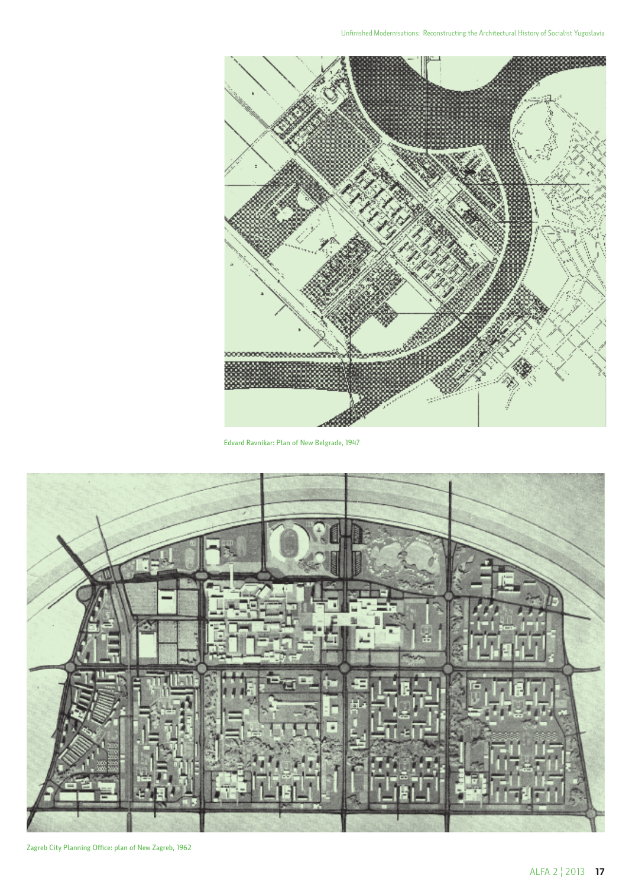Edvard Ravnikar: Plan of New Belgrade, 1947

Zagreb City Planning Office: plan of New Zagreb, 1962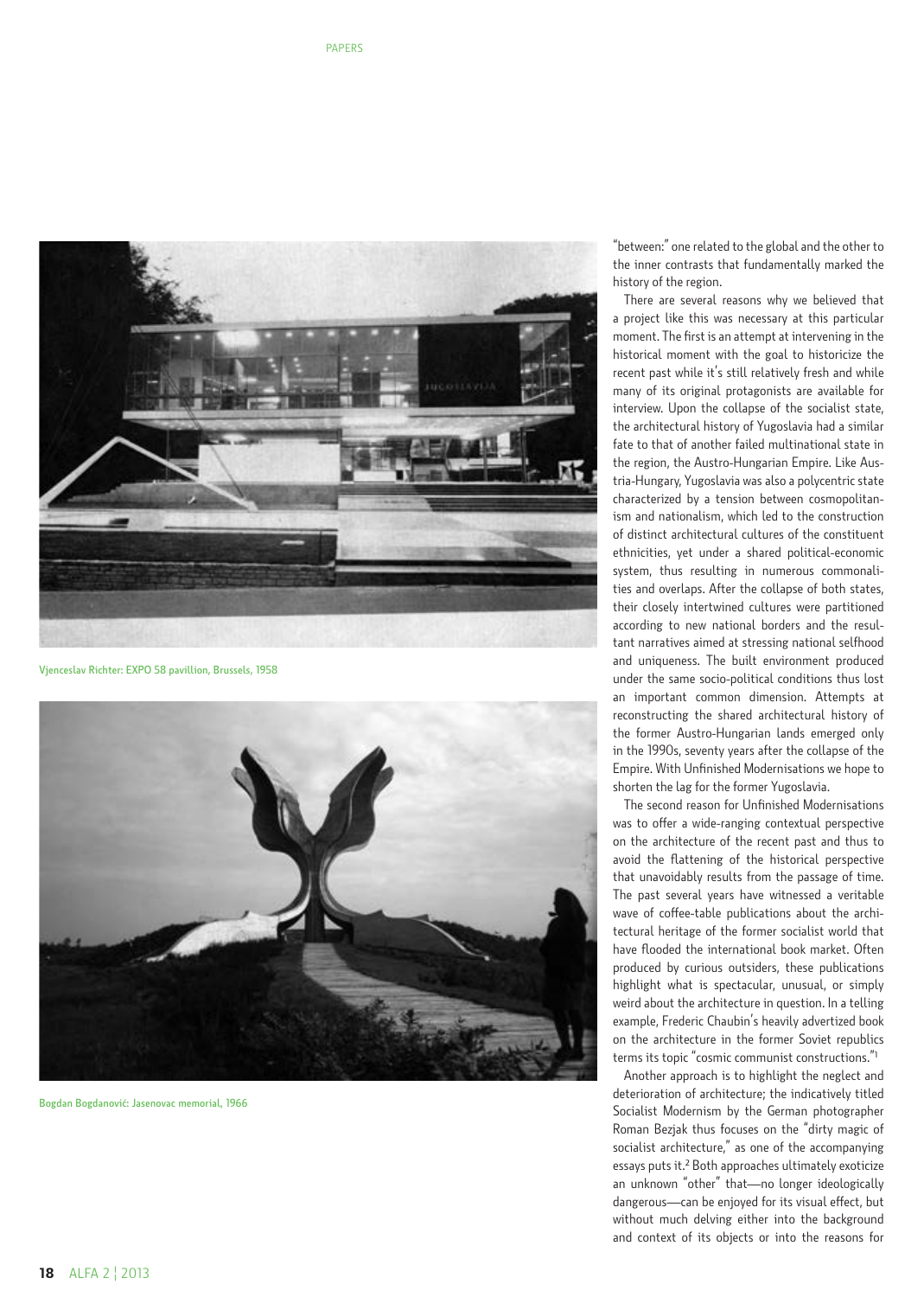Vjenceslav Richter: EXPO 58 pavillion, Brussels, 1958

Bogdan Bogdanović: Jasenovac memorial, 1966

"between:" one related to the global and the other to the inner contrasts that fundamentally marked the history of the region.

There are several reasons why we believed that a project like this was necessary at this particular moment. The first is an attempt at intervening in the historical moment with the goal to historicize the recent past while it's still relatively fresh and while many of its original protagonists are available for interview. Upon the collapse of the socialist state, the architectural history of Yugoslavia had a similar fate to that of another failed multinational state in the region, the Austro-Hungarian Empire. Like Austria-Hungary, Yugoslavia was also a polycentric state characterized by a tension between cosmopolitanism and nationalism, which led to the construction of distinct architectural cultures of the constituent ethnicities, yet under a shared political-economic system, thus resulting in numerous commonalities and overlaps. After the collapse of both states, their closely intertwined cultures were partitioned according to new national borders and the resultant narratives aimed at stressing national selfhood and uniqueness. The built environment produced under the same socio-political conditions thus lost an important common dimension. Attempts at reconstructing the shared architectural history of the former Austro-Hungarian lands emerged only in the 1990s, seventy years after the collapse of the Empire. With Unfinished Modernisations we hope to shorten the lag for the former Yugoslavia.

The second reason for Unfinished Modernisations was to offer a wide-ranging contextual perspective on the architecture of the recent past and thus to avoid the flattening of the historical perspective that unavoidably results from the passage of time. The past several years have witnessed a veritable wave of coffee-table publications about the architectural heritage of the former socialist world that have flooded the international book market. Often produced by curious outsiders, these publications highlight what is spectacular, unusual, or simply weird about the architecture in question. In a telling example, Frederic Chaubin's heavily advertized book on the architecture in the former Soviet republics terms its topic "cosmic communist constructions."[1]

Another approach is to highlight the neglect and deterioration of architecture; the indicatively titled Socialist Modernism by the German photographer Roman Bezjak thus focuses on the "dirty magic of socialist architecture," as one of the accompanying essays puts it.[2] Both approaches ultimately exoticize an unknown "other" that—no longer ideologically dangerous—can be enjoyed for its visual effect, but without much delving either into the background and context of its objects or into the reasons for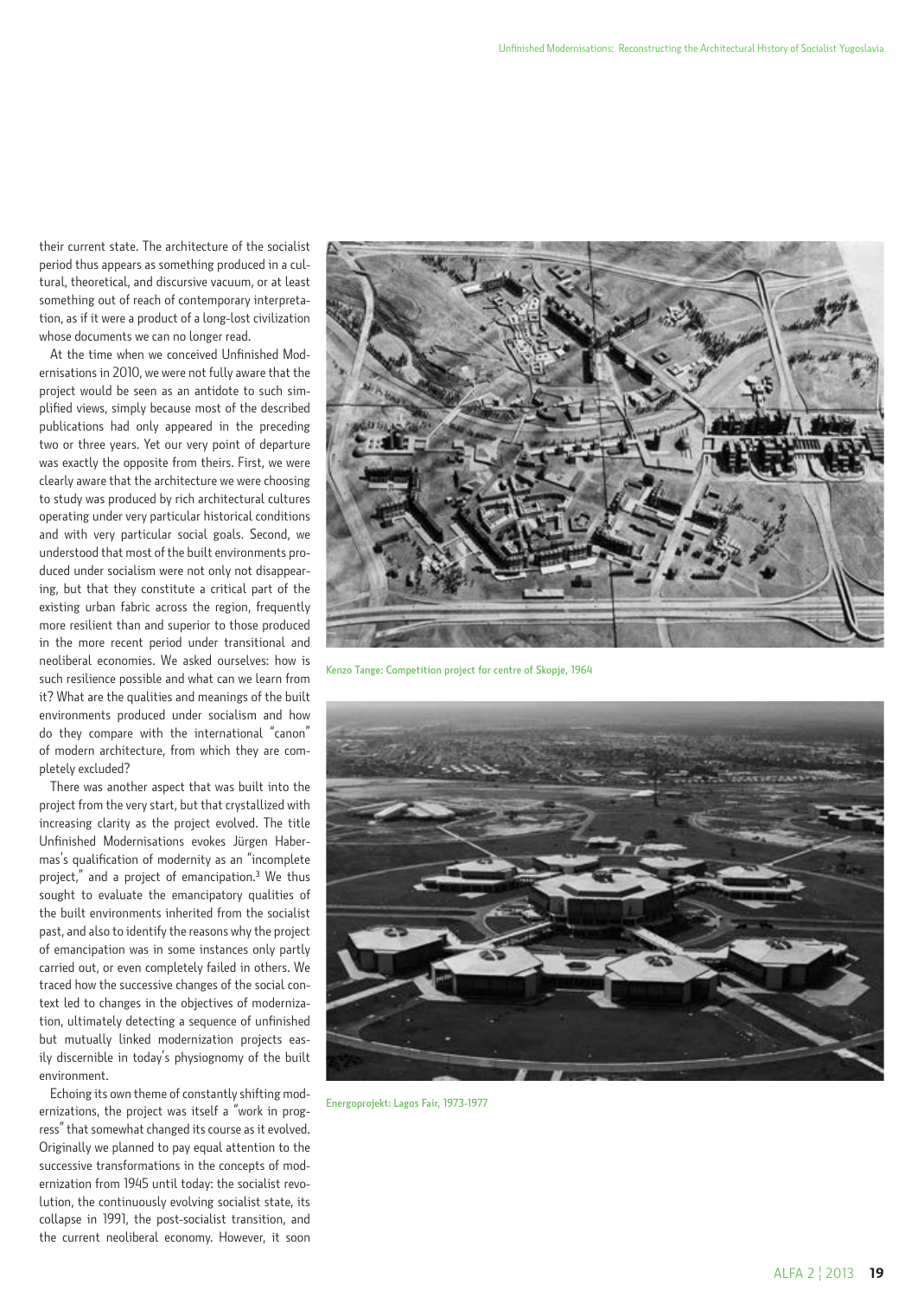their current state. The architecture of the socialist period thus appears as something produced in a cultural, theoretical, and discursive vacuum, or at least something out of reach of contemporary interpretation, as if it were a product of a long-lost civilization whose documents we can no longer read.

At the time when we conceived Unfinished Modernisations in 2010, we were not fully aware that the project would be seen as an antidote to such simplified views, simply because most of the described publications had only appeared in the preceding two or three years. Yet our very point of departure was exactly the opposite from theirs. First, we were clearly aware that the architecture we were choosing to study was produced by rich architectural cultures operating under very particular historical conditions and with very particular social goals. Second, we understood that most of the built environments produced under socialism were not only not disappearing, but that they constitute a critical part of the existing urban fabric across the region, frequently more resilient than and superior to those produced in the more recent period under transitional and neoliberal economies. We asked ourselves: how is such resilience possible and what can we learn from it? What are the qualities and meanings of the built environments produced under socialism and how do they compare with the international "canon" of modern architecture, from which they are completely excluded?

There was another aspect that was built into the project from the very start, but that crystallized with increasing clarity as the project evolved. The title Unfinished Modernisations evokes Jürgen Habermas's qualification of modernity as an "incomplete project," and a project of emancipation.[3] We thus sought to evaluate the emancipatory qualities of the built environments inherited from the socialist past, and also to identify the reasons why the project of emancipation was in some instances only partly carried out, or even completely failed in others. We traced how the successive changes of the social context led to changes in the objectives of modernization, ultimately detecting a sequence of unfinished but mutually linked modernization projects easily discernible in today's physiognomy of the built environment.

Echoing its own theme of constantly shifting modernizations, the project was itself a "work in progress" that somewhat changed its course as it evolved. Originally we planned to pay equal attention to the successive transformations in the concepts of modernization from 1945 until today: the socialist revolution, the continuously evolving socialist state, its collapse in 1991, the post-socialist transition, and the current neoliberal economy. However, it soon

Kenzo Tange: Competition project for centre of Skopje, 1964

Energoprojekt: Lagos Fair, 1973-1977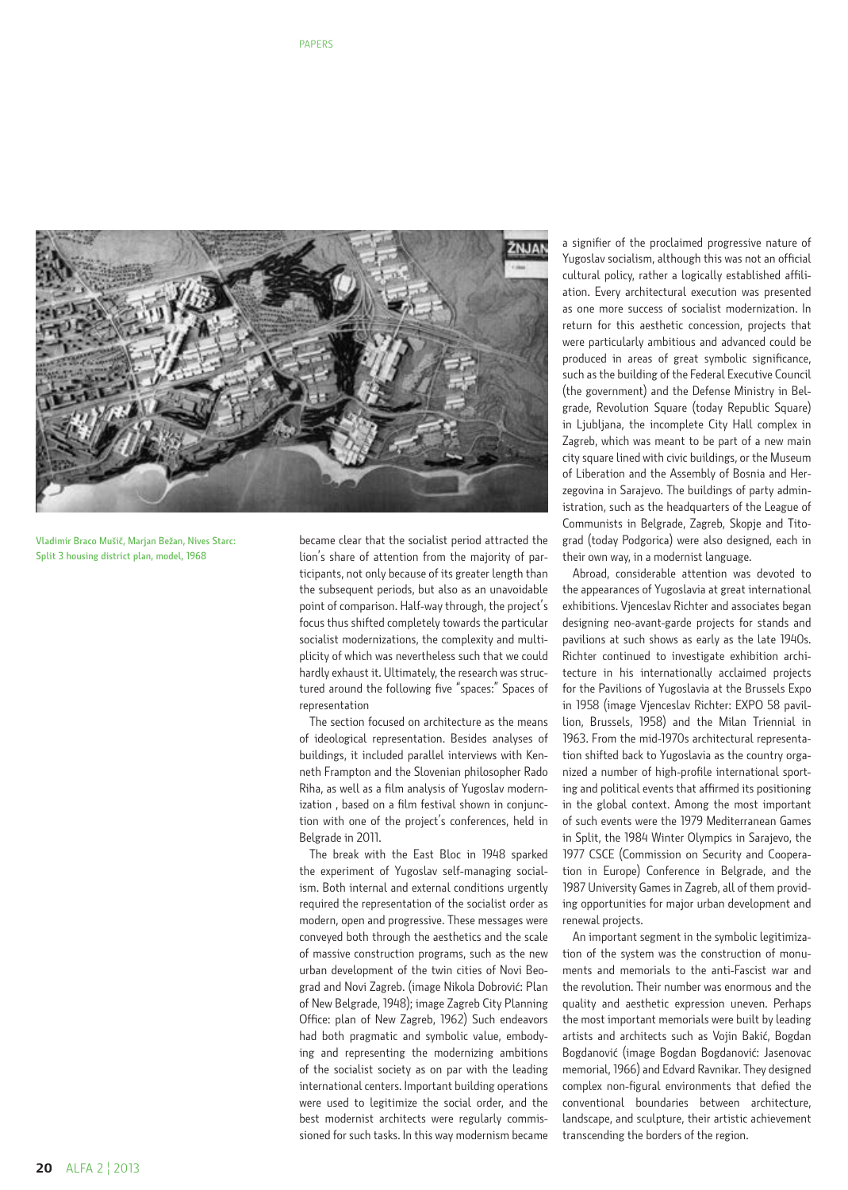Vladimir Braco Mušič, Marjan Bežan, Nives Starc: Split 3 housing district plan, model, 1968

became clear that the socialist period attracted the lion's share of attention from the majority of participants, not only because of its greater length than the subsequent periods, but also as an unavoidable point of comparison. Half-way through, the project's focus thus shifted completely towards the particular socialist modernizations, the complexity and multiplicity of which was nevertheless such that we could hardly exhaust it. Ultimately, the research was structured around the following five "spaces:" Spaces of representation

The section focused on architecture as the means of ideological representation. Besides analyses of buildings, it included parallel interviews with Kenneth Frampton and the Slovenian philosopher Rado Riha, as well as a film analysis of Yugoslav modernization , based on a film festival shown in conjunction with one of the project's conferences, held in Belgrade in 2011.

The break with the East Bloc in 1948 sparked the experiment of Yugoslav self-managing socialism. Both internal and external conditions urgently required the representation of the socialist order as modern, open and progressive. These messages were conveyed both through the aesthetics and the scale of massive construction programs, such as the new urban development of the twin cities of Novi Beograd and Novi Zagreb. (image Nikola Dobrović: Plan of New Belgrade, 1948); image Zagreb City Planning Office: plan of New Zagreb, 1962) Such endeavors had both pragmatic and symbolic value, embodying and representing the modernizing ambitions of the socialist society as on par with the leading international centers. Important building operations were used to legitimize the social order, and the best modernist architects were regularly commissioned for such tasks. In this way modernism became a signifier of the proclaimed progressive nature of Yugoslav socialism, although this was not an official cultural policy, rather a logically established affiliation. Every architectural execution was presented as one more success of socialist modernization. In return for this aesthetic concession, projects that were particularly ambitious and advanced could be produced in areas of great symbolic significance, such as the building of the Federal Executive Council (the government) and the Defense Ministry in Belgrade, Revolution Square (today Republic Square) in Ljubljana, the incomplete City Hall complex in Zagreb, which was meant to be part of a new main city square lined with civic buildings, or the Museum of Liberation and the Assembly of Bosnia and Herzegovina in Sarajevo. The buildings of party administration, such as the headquarters of the League of Communists in Belgrade, Zagreb, Skopje and Titograd (today Podgorica) were also designed, each in their own way, in a modernist language.

Abroad, considerable attention was devoted to the appearances of Yugoslavia at great international exhibitions. Vjenceslav Richter and associates began designing neo-avant-garde projects for stands and pavilions at such shows as early as the late 1940s. Richter continued to investigate exhibition architecture in his internationally acclaimed projects for the Pavilions of Yugoslavia at the Brussels Expo in 1958 (image Vjenceslav Richter: EXPO 58 pavillion, Brussels, 1958) and the Milan Triennial in 1963. From the mid-1970s architectural representation shifted back to Yugoslavia as the country organized a number of high-profile international sporting and political events that affirmed its positioning in the global context. Among the most important of such events were the 1979 Mediterranean Games in Split, the 1984 Winter Olympics in Sarajevo, the 1977 CSCE (Commission on Security and Cooperation in Europe) Conference in Belgrade, and the 1987 University Games in Zagreb, all of them providing opportunities for major urban development and renewal projects.

An important segment in the symbolic legitimization of the system was the construction of monuments and memorials to the anti-Fascist war and the revolution. Their number was enormous and the quality and aesthetic expression uneven. Perhaps the most important memorials were built by leading artists and architects such as Vojin Bakić, Bogdan Bogdanović (image Bogdan Bogdanović: Jasenovac memorial, 1966) and Edvard Ravnikar. They designed complex non-figural environments that defied the conventional boundaries between architecture, landscape, and sculpture, their artistic achievement transcending the borders of the region.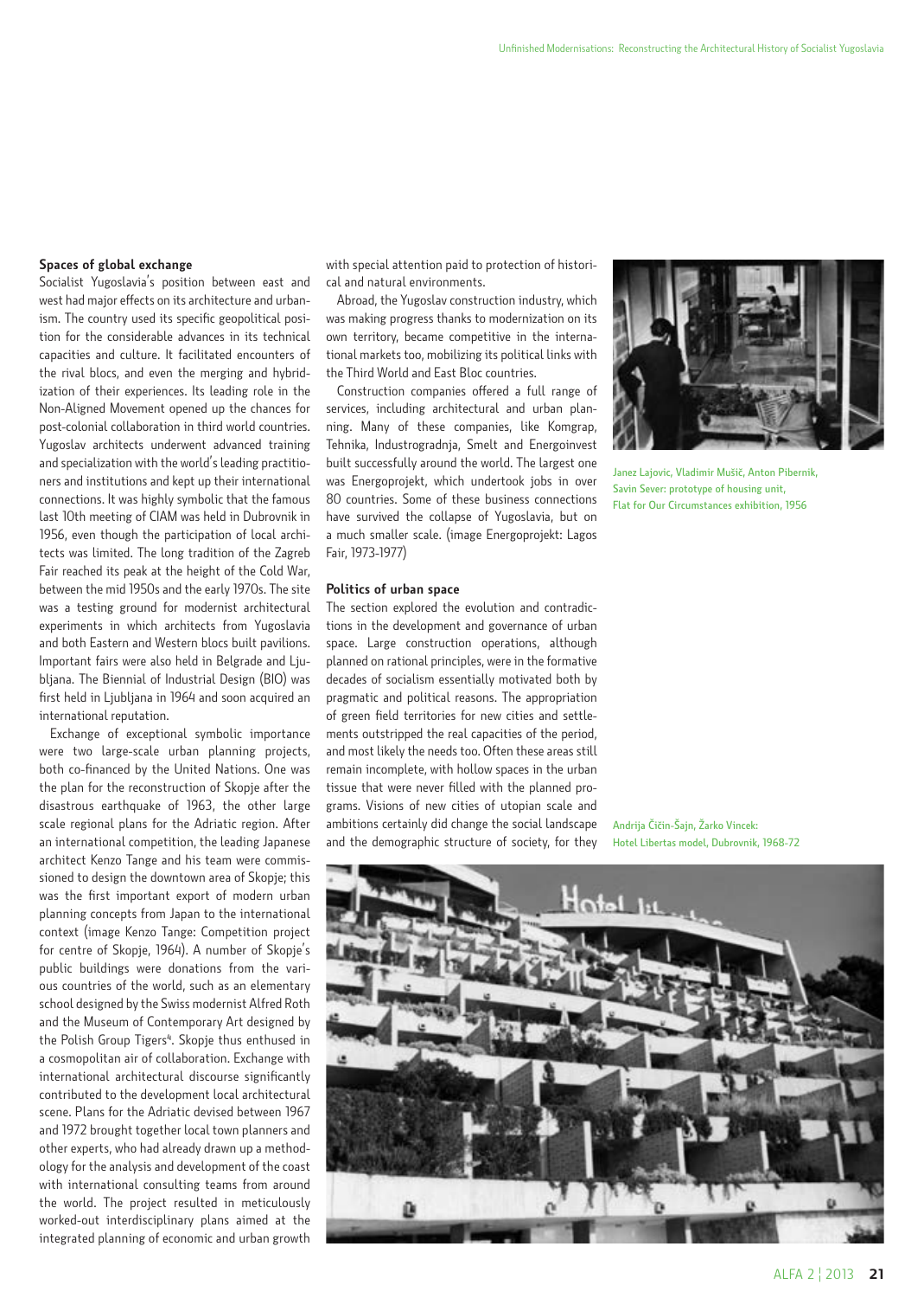## Spaces of global exchange

Socialist Yugoslavia's position between east and west had major effects on its architecture and urbanism. The country used its specific geopolitical position for the considerable advances in its technical capacities and culture. It facilitated encounters of the rival blocs, and even the merging and hybridization of their experiences. Its leading role in the Non-Aligned Movement opened up the chances for post-colonial collaboration in third world countries. Yugoslav architects underwent advanced training and specialization with the world's leading practitioners and institutions and kept up their international connections. It was highly symbolic that the famous last 10th meeting of CIAM was held in Dubrovnik in 1956, even though the participation of local architects was limited. The long tradition of the Zagreb Fair reached its peak at the height of the Cold War, between the mid 1950s and the early 1970s. The site was a testing ground for modernist architectural experiments in which architects from Yugoslavia and both Eastern and Western blocs built pavilions. Important fairs were also held in Belgrade and Ljubljana. The Biennial of Industrial Design (BIO) was first held in Ljubljana in 1964 and soon acquired an international reputation.

Exchange of exceptional symbolic importance were two large-scale urban planning projects, both co-financed by the United Nations. One was the plan for the reconstruction of Skopje after the disastrous earthquake of 1963, the other large scale regional plans for the Adriatic region. After an international competition, the leading Japanese architect Kenzo Tange and his team were commissioned to design the downtown area of Skopje; this was the first important export of modern urban planning concepts from Japan to the international context (image Kenzo Tange: Competition project for centre of Skopje, 1964). A number of Skopje's public buildings were donations from the various countries of the world, such as an elementary school designed by the Swiss modernist Alfred Roth and the Museum of Contemporary Art designed by the Polish Group Tigers[4]. Skopje thus enthused in a cosmopolitan air of collaboration. Exchange with international architectural discourse significantly contributed to the development local architectural scene. Plans for the Adriatic devised between 1967 and 1972 brought together local town planners and other experts, who had already drawn up a methodology for the analysis and development of the coast with international consulting teams from around the world. The project resulted in meticulously worked-out interdisciplinary plans aimed at the integrated planning of economic and urban growth with special attention paid to protection of historical and natural environments.

Abroad, the Yugoslav construction industry, which was making progress thanks to modernization on its own territory, became competitive in the international markets too, mobilizing its political links with the Third World and East Bloc countries.

Construction companies offered a full range of services, including architectural and urban planning. Many of these companies, like Komgrap, Tehnika, Industrogradnja, Smelt and Energoinvest built successfully around the world. The largest one was Energoprojekt, which undertook jobs in over 80 countries. Some of these business connections have survived the collapse of Yugoslavia, but on a much smaller scale. (image Energoprojekt: Lagos Fair, 1973-1977)

## Politics of urban space

The section explored the evolution and contradictions in the development and governance of urban space. Large construction operations, although planned on rational principles, were in the formative decades of socialism essentially motivated both by pragmatic and political reasons. The appropriation of green field territories for new cities and settlements outstripped the real capacities of the period, and most likely the needs too. Often these areas still remain incomplete, with hollow spaces in the urban tissue that were never filled with the planned programs. Visions of new cities of utopian scale and ambitions certainly did change the social landscape and the demographic structure of society, for they

Janez Lajovic, Vladimir Mušič, Anton Pibernik, Savin Sever: prototype of housing unit, Flat for Our Circumstances exhibition, 1956

Andrija Čičin-Šajn, Žarko Vincek: Hotel Libertas model, Dubrovnik, 1968-72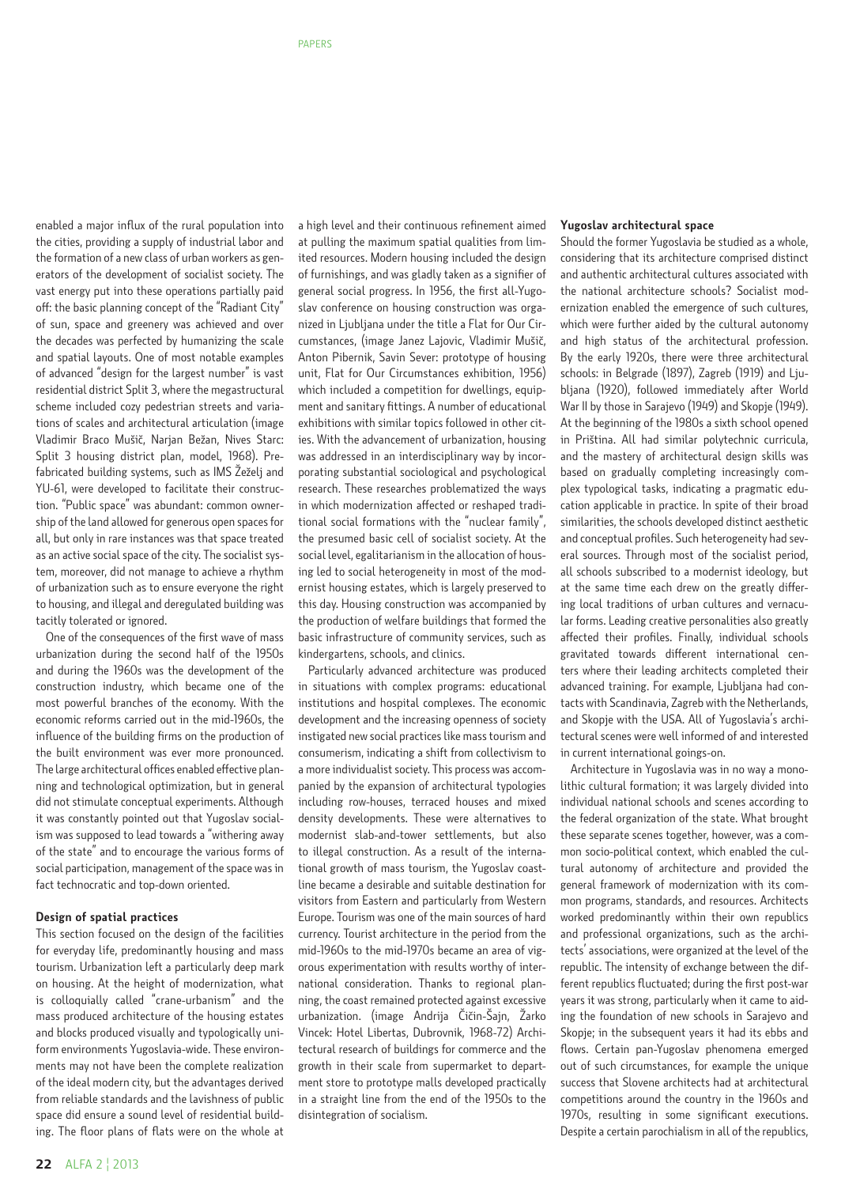enabled a major influx of the rural population into the cities, providing a supply of industrial labor and the formation of a new class of urban workers as generators of the development of socialist society. The vast energy put into these operations partially paid off: the basic planning concept of the "Radiant City" of sun, space and greenery was achieved and over the decades was perfected by humanizing the scale and spatial layouts. One of most notable examples of advanced "design for the largest number" is vast residential district Split 3, where the megastructural scheme included cozy pedestrian streets and variations of scales and architectural articulation (image Vladimir Braco Mušič, Narjan Bežan, Nives Starc: Split 3 housing district plan, model, 1968). Prefabricated building systems, such as IMS Žeželj and YU-61, were developed to facilitate their construction. "Public space" was abundant: common ownership of the land allowed for generous open spaces for all, but only in rare instances was that space treated as an active social space of the city. The socialist system, moreover, did not manage to achieve a rhythm of urbanization such as to ensure everyone the right to housing, and illegal and deregulated building was tacitly tolerated or ignored.

One of the consequences of the first wave of mass urbanization during the second half of the 1950s and during the 1960s was the development of the construction industry, which became one of the most powerful branches of the economy. With the economic reforms carried out in the mid-1960s, the influence of the building firms on the production of the built environment was ever more pronounced. The large architectural offices enabled effective planning and technological optimization, but in general did not stimulate conceptual experiments. Although it was constantly pointed out that Yugoslav socialism was supposed to lead towards a "withering away of the state" and to encourage the various forms of social participation, management of the space was in fact technocratic and top-down oriented.

**Design of spatial practices**

This section focused on the design of the facilities for everyday life, predominantly housing and mass tourism. Urbanization left a particularly deep mark on housing. At the height of modernization, what is colloquially called "crane-urbanism" and the mass produced architecture of the housing estates and blocks produced visually and typologically uniform environments Yugoslavia-wide. These environments may not have been the complete realization of the ideal modern city, but the advantages derived from reliable standards and the lavishness of public space did ensure a sound level of residential building. The floor plans of flats were on the whole at a high level and their continuous refinement aimed at pulling the maximum spatial qualities from limited resources. Modern housing included the design of furnishings, and was gladly taken as a signifier of general social progress. In 1956, the first all-Yugoslav conference on housing construction was organized in Ljubljana under the title a Flat for Our Circumstances, (image Janez Lajovic, Vladimir Mušič, Anton Pibernik, Savin Sever: prototype of housing unit, Flat for Our Circumstances exhibition, 1956) which included a competition for dwellings, equipment and sanitary fittings. A number of educational exhibitions with similar topics followed in other cities. With the advancement of urbanization, housing was addressed in an interdisciplinary way by incorporating substantial sociological and psychological research. These researches problematized the ways in which modernization affected or reshaped traditional social formations with the "nuclear family", the presumed basic cell of socialist society. At the social level, egalitarianism in the allocation of housing led to social heterogeneity in most of the modernist housing estates, which is largely preserved to this day. Housing construction was accompanied by the production of welfare buildings that formed the basic infrastructure of community services, such as kindergartens, schools, and clinics.

Particularly advanced architecture was produced in situations with complex programs: educational institutions and hospital complexes. The economic development and the increasing openness of society instigated new social practices like mass tourism and consumerism, indicating a shift from collectivism to a more individualist society. This process was accompanied by the expansion of architectural typologies including row-houses, terraced houses and mixed density developments. These were alternatives to modernist slab-and-tower settlements, but also to illegal construction. As a result of the international growth of mass tourism, the Yugoslav coastline became a desirable and suitable destination for visitors from Eastern and particularly from Western Europe. Tourism was one of the main sources of hard currency. Tourist architecture in the period from the mid-1960s to the mid-1970s became an area of vigorous experimentation with results worthy of international consideration. Thanks to regional planning, the coast remained protected against excessive urbanization. (image Andrija Čičin-Šajn, Žarko Vincek: Hotel Libertas, Dubrovnik, 1968-72) Architectural research of buildings for commerce and the growth in their scale from supermarket to department store to prototype malls developed practically in a straight line from the end of the 1950s to the disintegration of socialism.

**Yugoslav architectural space**

Should the former Yugoslavia be studied as a whole, considering that its architecture comprised distinct and authentic architectural cultures associated with the national architecture schools? Socialist modernization enabled the emergence of such cultures, which were further aided by the cultural autonomy and high status of the architectural profession. By the early 1920s, there were three architectural schools: in Belgrade (1897), Zagreb (1919) and Ljubljana (1920), followed immediately after World War II by those in Sarajevo (1949) and Skopje (1949). At the beginning of the 1980s a sixth school opened in Priština. All had similar polytechnic curricula, and the mastery of architectural design skills was based on gradually completing increasingly complex typological tasks, indicating a pragmatic education applicable in practice. In spite of their broad similarities, the schools developed distinct aesthetic and conceptual profiles. Such heterogeneity had several sources. Through most of the socialist period, all schools subscribed to a modernist ideology, but at the same time each drew on the greatly differing local traditions of urban cultures and vernacular forms. Leading creative personalities also greatly affected their profiles. Finally, individual schools gravitated towards different international centers where their leading architects completed their advanced training. For example, Ljubljana had contacts with Scandinavia, Zagreb with the Netherlands, and Skopje with the USA. All of Yugoslavia's architectural scenes were well informed of and interested in current international goings-on.

Architecture in Yugoslavia was in no way a monolithic cultural formation; it was largely divided into individual national schools and scenes according to the federal organization of the state. What brought these separate scenes together, however, was a common socio-political context, which enabled the cultural autonomy of architecture and provided the general framework of modernization with its common programs, standards, and resources. Architects worked predominantly within their own republics and professional organizations, such as the architects' associations, were organized at the level of the republic. The intensity of exchange between the different republics fluctuated; during the first post-war years it was strong, particularly when it came to aiding the foundation of new schools in Sarajevo and Skopje; in the subsequent years it had its ebbs and flows. Certain pan-Yugoslav phenomena emerged out of such circumstances, for example the unique success that Slovene architects had at architectural competitions around the country in the 1960s and 1970s, resulting in some significant executions. Despite a certain parochialism in all of the republics,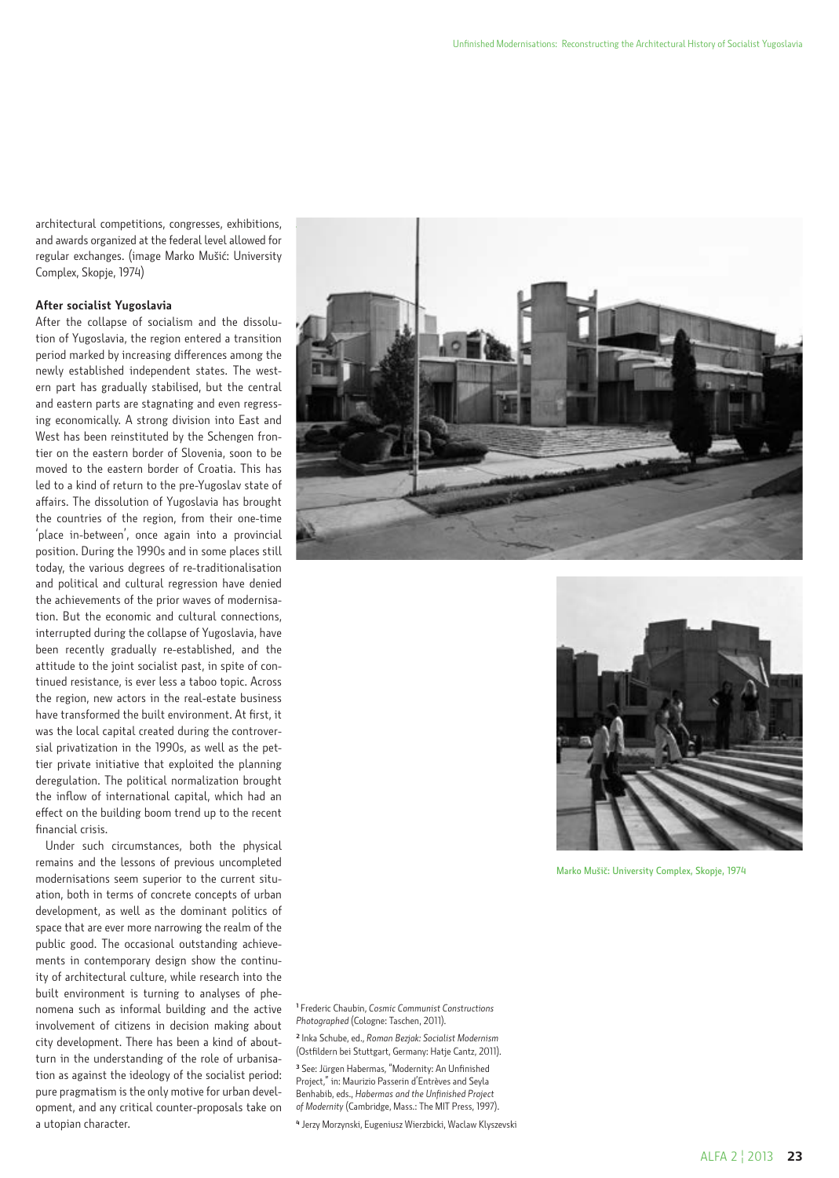architectural competitions, congresses, exhibitions, and awards organized at the federal level allowed for regular exchanges. (image Marko Mušić: University Complex, Skopje, 1974)

### After socialist Yugoslavia

After the collapse of socialism and the dissolution of Yugoslavia, the region entered a transition period marked by increasing differences among the newly established independent states. The western part has gradually stabilised, but the central and eastern parts are stagnating and even regressing economically. A strong division into East and West has been reinstituted by the Schengen frontier on the eastern border of Slovenia, soon to be moved to the eastern border of Croatia. This has led to a kind of return to the pre-Yugoslav state of affairs. The dissolution of Yugoslavia has brought the countries of the region, from their one-time 'place in-between', once again into a provincial position. During the 1990s and in some places still today, the various degrees of re-traditionalisation and political and cultural regression have denied the achievements of the prior waves of modernisation. But the economic and cultural connections, interrupted during the collapse of Yugoslavia, have been recently gradually re-established, and the attitude to the joint socialist past, in spite of continued resistance, is ever less a taboo topic. Across the region, new actors in the real-estate business have transformed the built environment. At first, it was the local capital created during the controversial privatization in the 1990s, as well as the pettier private initiative that exploited the planning deregulation. The political normalization brought the inflow of international capital, which had an effect on the building boom trend up to the recent financial crisis.

Under such circumstances, both the physical remains and the lessons of previous uncompleted modernisations seem superior to the current situation, both in terms of concrete concepts of urban development, as well as the dominant politics of space that are ever more narrowing the realm of the public good. The occasional outstanding achievements in contemporary design show the continuity of architectural culture, while research into the built environment is turning to analyses of phenomena such as informal building and the active involvement of citizens in decision making about city development. There has been a kind of about-turn in the understanding of the role of urbanisation as against the ideology of the socialist period: pure pragmatism is the only motive for urban development, and any critical counter-proposals take on a utopian character.

Marko Mušič: University Complex, Skopje, 1974

[1] Frederic Chaubin, *Cosmic Communist Constructions Photographed* (Cologne: Taschen, 2011).

[2] Inka Schube, ed., *Roman Bezjak: Socialist Modernism* (Ostfildern bei Stuttgart, Germany: Hatje Cantz, 2011).

[3] See: Jürgen Habermas, "Modernity: An Unfinished Project," in: Maurizio Passerin d'Entrèves and Seyla Benhabib, eds., *Habermas and the Unfinished Project of Modernity* (Cambridge, Mass.: The MIT Press, 1997).

[4] Jerzy Morzynski, Eugeniusz Wierzbicki, Waclaw Klyszevski